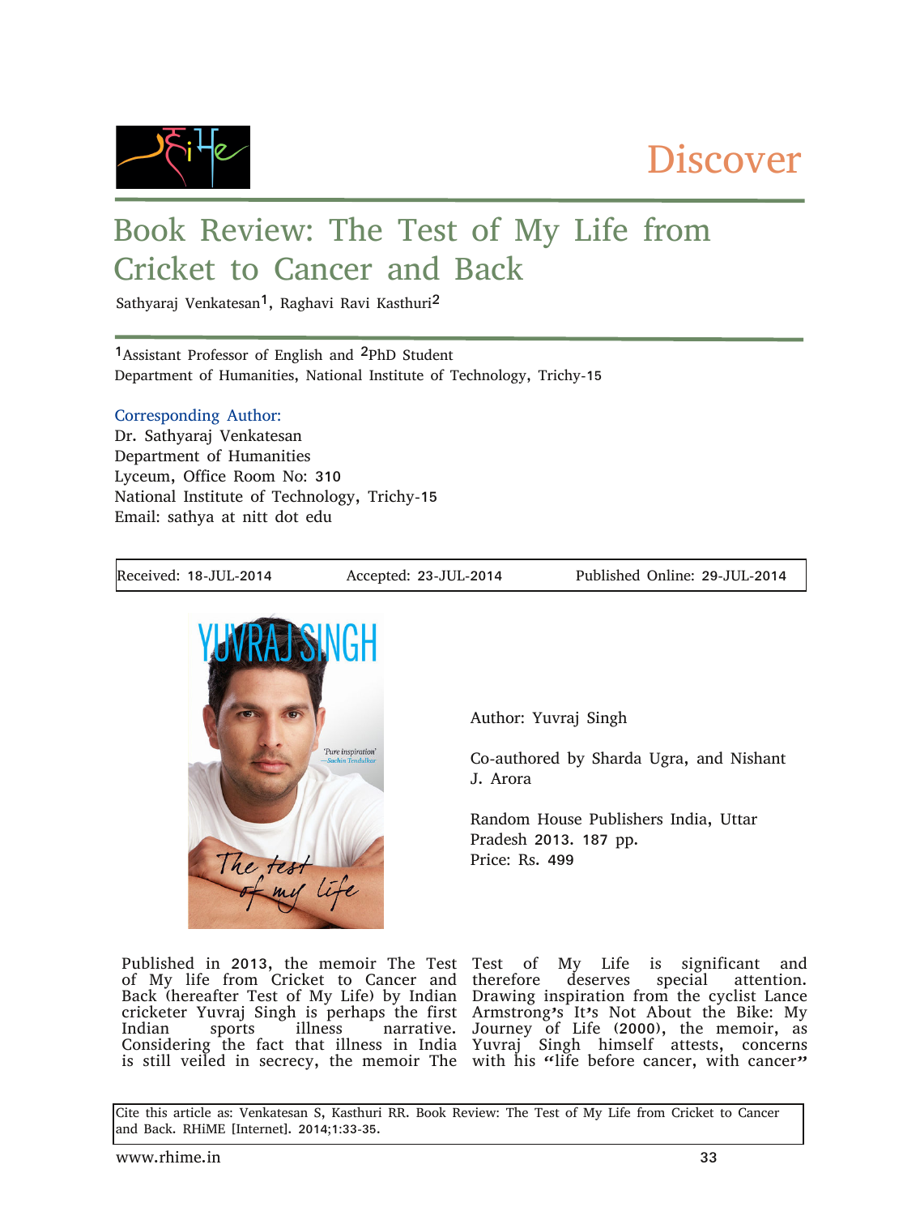Discover

# Book Review: The Test of My Life from Cricket to Cancer and Back

Sathyaraj Venkatesan[1], Raghavi Ravi Kasthuri[2]

[1]Assistant Professor of English and [2]PhD Student
Department of Humanities, National Institute of Technology, Trichy-15

Corresponding Author:
Dr. Sathyaraj Venkatesan
Department of Humanities
Lyceum, Office Room No: 310
National Institute of Technology, Trichy-15
Email: sathya at nitt dot edu

| Received: 18-JUL-2014 | Accepted: 23-JUL-2014 | Published Online: 29-JUL-2014 |
|---|---|---|

Author: Yuvraj Singh

Co-authored by Sharda Ugra, and Nishant J. Arora

Random House Publishers India, Uttar Pradesh 2013. 187 pp.
Price: Rs. 499

Published in 2013, the memoir The Test of My life from Cricket to Cancer and Back (hereafter Test of My Life) by Indian cricketer Yuvraj Singh is perhaps the first Indian sports illness narrative. Considering the fact that illness in India is still veiled in secrecy, the memoir The Test of My Life is significant and therefore deserves special attention. Drawing inspiration from the cyclist Lance Armstrong's It's Not About the Bike: My Journey of Life (2000), the memoir, as Yuvraj Singh himself attests, concerns with his "life before cancer, with cancer"

Cite this article as: Venkatesan S, Kasthuri RR. Book Review: The Test of My Life from Cricket to Cancer and Back. RHiME [Internet]. 2014;1:33-35.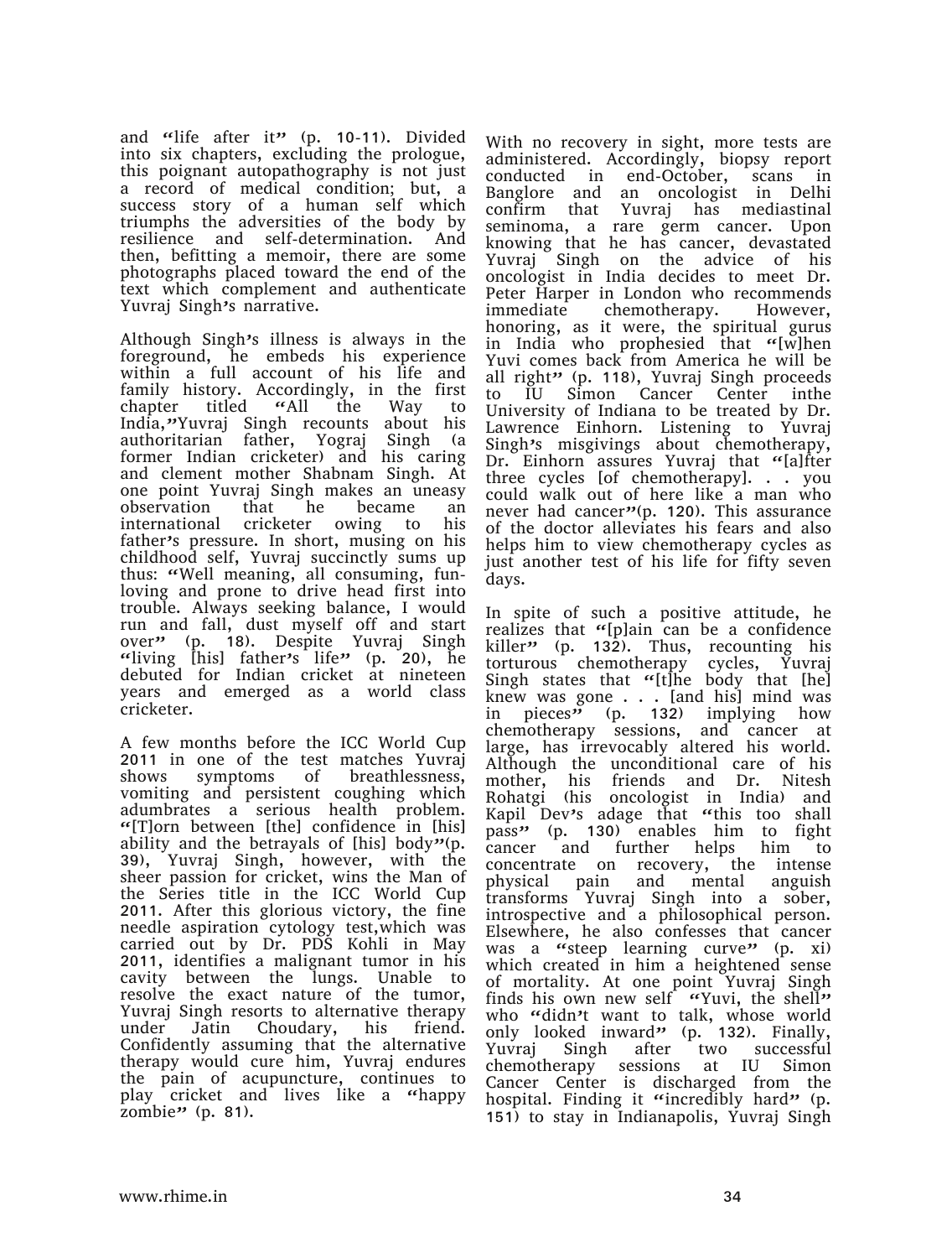and "life after it" (p. 10-11). Divided into six chapters, excluding the prologue, this poignant autopathography is not just a record of medical condition; but, a success story of a human self which triumphs the adversities of the body by resilience and self-determination. And then, befitting a memoir, there are some photographs placed toward the end of the text which complement and authenticate Yuvraj Singh's narrative.

Although Singh's illness is always in the foreground, he embeds his experience within a full account of his life and family history. Accordingly, in the first chapter titled "All the Way to India,"Yuvraj Singh recounts about his authoritarian father, Yograj Singh (a former Indian cricketer) and his caring and clement mother Shabnam Singh. At one point Yuvraj Singh makes an uneasy observation that he became an international cricketer owing to his father's pressure. In short, musing on his childhood self, Yuvraj succinctly sums up thus: "Well meaning, all consuming, fun-loving and prone to drive head first into trouble. Always seeking balance, I would run and fall, dust myself off and start over" (p. 18). Despite Yuvraj Singh "living [his] father's life" (p. 20), he debuted for Indian cricket at nineteen years and emerged as a world class cricketer.

A few months before the ICC World Cup 2011 in one of the test matches Yuvraj shows symptoms of breathlessness, vomiting and persistent coughing which adumbrates a serious health problem. "[T]orn between [the] confidence in [his] ability and the betrayals of [his] body"(p. 39), Yuvraj Singh, however, with the sheer passion for cricket, wins the Man of the Series title in the ICC World Cup 2011. After this glorious victory, the fine needle aspiration cytology test,which was carried out by Dr. PDS Kohli in May 2011, identifies a malignant tumor in his cavity between the lungs. Unable to resolve the exact nature of the tumor, Yuvraj Singh resorts to alternative therapy under Jatin Choudary, his friend. Confidently assuming that the alternative therapy would cure him, Yuvraj endures the pain of acupuncture, continues to play cricket and lives like a "happy zombie" (p. 81).

With no recovery in sight, more tests are administered. Accordingly, biopsy report conducted in end-October, scans in Banglore and an oncologist in Delhi confirm that Yuvraj has mediastinal seminoma, a rare germ cancer. Upon knowing that he has cancer, devastated Yuvraj Singh on the advice of his oncologist in India decides to meet Dr. Peter Harper in London who recommends immediate chemotherapy. However, honoring, as it were, the spiritual gurus in India who prophesied that "[w]hen Yuvi comes back from America he will be all right" (p. 118), Yuvraj Singh proceeds to IU Simon Cancer Center inthe University of Indiana to be treated by Dr. Lawrence Einhorn. Listening to Yuvraj Singh's misgivings about chemotherapy, Dr. Einhorn assures Yuvraj that "[a]fter three cycles [of chemotherapy]. . . you could walk out of here like a man who never had cancer"(p. 120). This assurance of the doctor alleviates his fears and also helps him to view chemotherapy cycles as just another test of his life for fifty seven days.

In spite of such a positive attitude, he realizes that "[p]ain can be a confidence killer" (p. 132). Thus, recounting his torturous chemotherapy cycles, Yuvraj Singh states that "[t]he body that [he] knew was gone . . . [and his] mind was in pieces" (p. 132) implying how chemotherapy sessions, and cancer at large, has irrevocably altered his world. Although the unconditional care of his mother, his friends and Dr. Nitesh Rohatgi (his oncologist in India) and Kapil Dev's adage that "this too shall pass" (p. 130) enables him to fight cancer and further helps him to concentrate on recovery, the intense physical pain and mental anguish transforms Yuvraj Singh into a sober, introspective and a philosophical person. Elsewhere, he also confesses that cancer was a "steep learning curve" (p. xi) which created in him a heightened sense of mortality. At one point Yuvraj Singh finds his own new self "Yuvi, the shell" who "didn't want to talk, whose world only looked inward" (p. 132). Finally, Yuvraj Singh after two successful chemotherapy sessions at IU Simon Cancer Center is discharged from the hospital. Finding it "incredibly hard" (p. 151) to stay in Indianapolis, Yuvraj Singh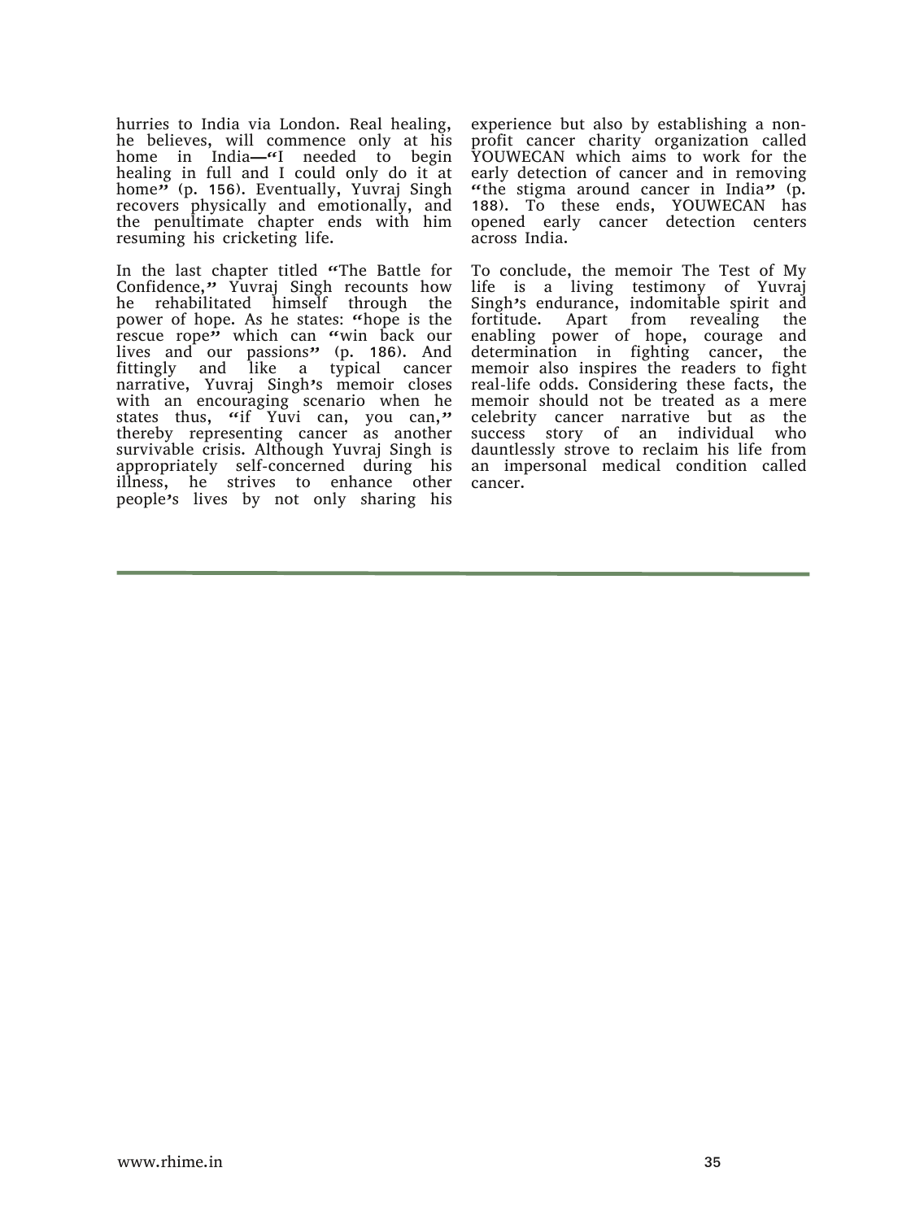hurries to India via London. Real healing, he believes, will commence only at his home in India—"I needed to begin healing in full and I could only do it at home" (p. 156). Eventually, Yuvraj Singh recovers physically and emotionally, and the penultimate chapter ends with him resuming his cricketing life.

In the last chapter titled "The Battle for Confidence," Yuvraj Singh recounts how he rehabilitated himself through the power of hope. As he states: "hope is the rescue rope" which can "win back our lives and our passions" (p. 186). And fittingly and like a typical cancer narrative, Yuvraj Singh's memoir closes with an encouraging scenario when he states thus, "if Yuvi can, you can," thereby representing cancer as another survivable crisis. Although Yuvraj Singh is appropriately self-concerned during his illness, he strives to enhance other people's lives by not only sharing his experience but also by establishing a non-profit cancer charity organization called YOUWECAN which aims to work for the early detection of cancer and in removing "the stigma around cancer in India" (p. 188). To these ends, YOUWECAN has opened early cancer detection centers across India.

To conclude, the memoir The Test of My life is a living testimony of Yuvraj Singh's endurance, indomitable spirit and fortitude. Apart from revealing the enabling power of hope, courage and determination in fighting cancer, the memoir also inspires the readers to fight real-life odds. Considering these facts, the memoir should not be treated as a mere celebrity cancer narrative but as the success story of an individual who dauntlessly strove to reclaim his life from an impersonal medical condition called cancer.